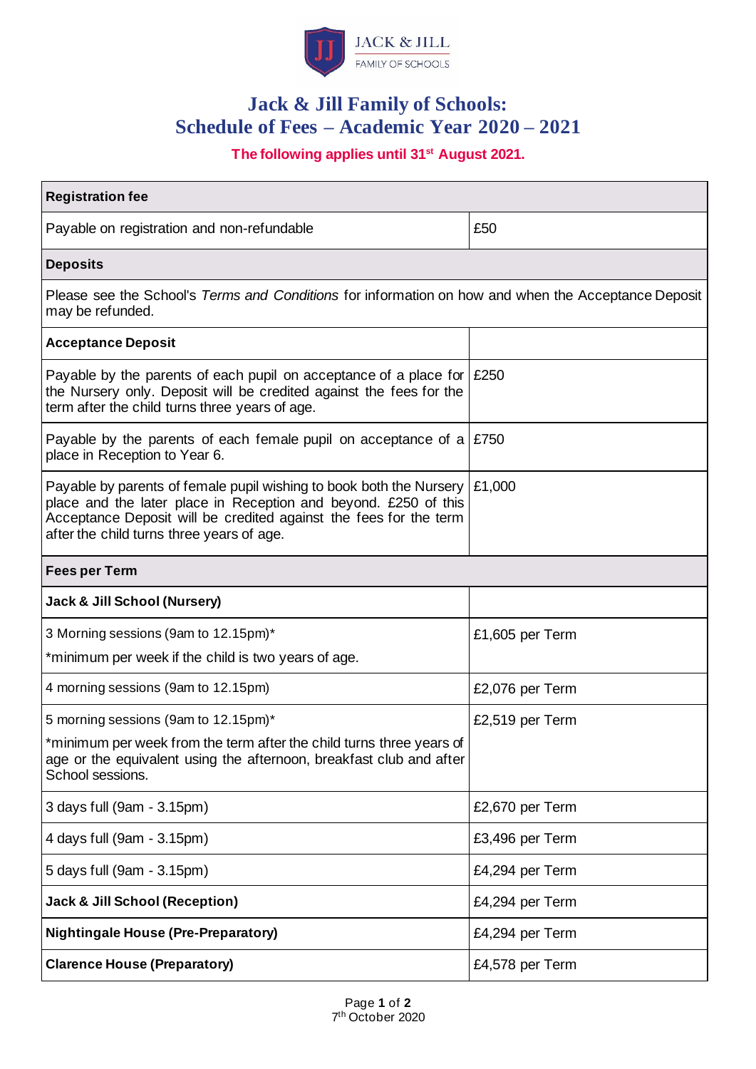# Jack & Jill Family of Schools: Schedule of Fees – Academic Year 2020 – 2021

**The following applies until 31st August 2021.**

| **Registration fee** | |
|---|---|
| Payable on registration and non-refundable | £50 |
| **Deposits** | |
| Please see the School's *Terms and Conditions* for information on how and when the Acceptance Deposit may be refunded. | |
| **Acceptance Deposit** | |
| Payable by the parents of each pupil on acceptance of a place for the Nursery only. Deposit will be credited against the fees for the term after the child turns three years of age. | £250 |
| Payable by the parents of each female pupil on acceptance of a place in Reception to Year 6. | £750 |
| Payable by parents of female pupil wishing to book both the Nursery place and the later place in Reception and beyond. £250 of this Acceptance Deposit will be credited against the fees for the term after the child turns three years of age. | £1,000 |
| **Fees per Term** | |
| **Jack & Jill School (Nursery)** | |
| 3 Morning sessions (9am to 12.15pm)* <br> *minimum per week if the child is two years of age. | £1,605 per Term |
| 4 morning sessions (9am to 12.15pm) | £2,076 per Term |
| 5 morning sessions (9am to 12.15pm)* <br> *minimum per week from the term after the child turns three years of age or the equivalent using the afternoon, breakfast club and after School sessions. | £2,519 per Term |
| 3 days full (9am - 3.15pm) | £2,670 per Term |
| 4 days full (9am - 3.15pm) | £3,496 per Term |
| 5 days full (9am - 3.15pm) | £4,294 per Term |
| **Jack & Jill School (Reception)** | £4,294 per Term |
| **Nightingale House (Pre-Preparatory)** | £4,294 per Term |
| **Clarence House (Preparatory)** | £4,578 per Term |

7th October 2020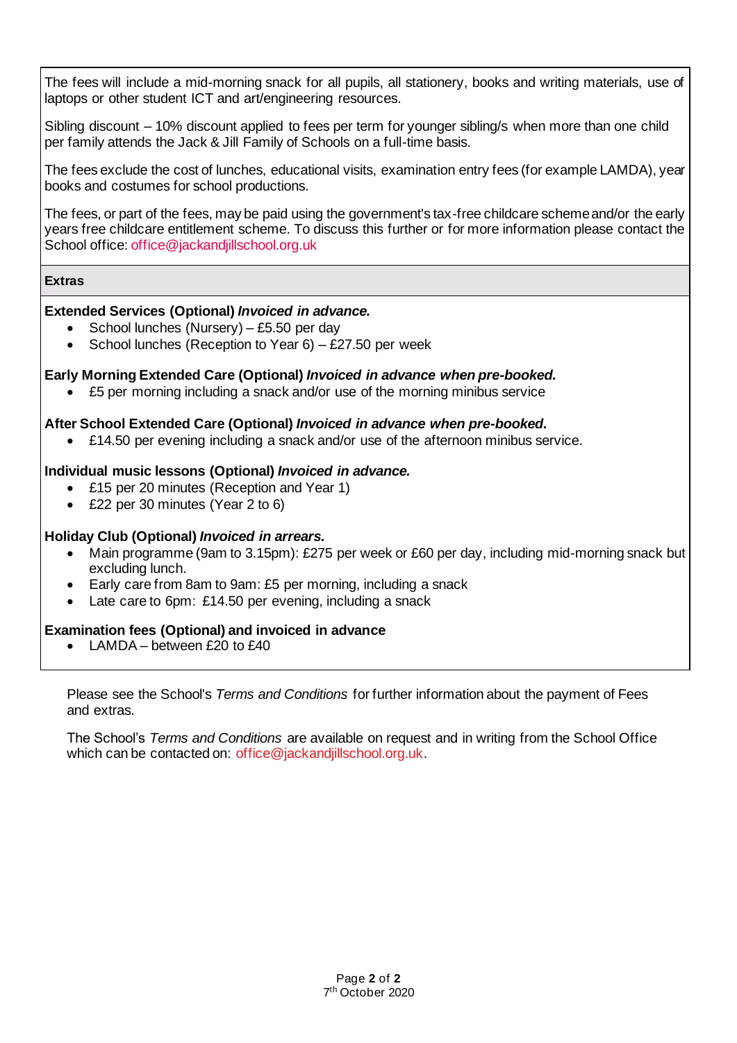The fees will include a mid-morning snack for all pupils, all stationery, books and writing materials, use of laptops or other student ICT and art/engineering resources.

Sibling discount – 10% discount applied to fees per term for younger sibling/s when more than one child per family attends the Jack & Jill Family of Schools on a full-time basis.

The fees exclude the cost of lunches, educational visits, examination entry fees (for example LAMDA), year books and costumes for school productions.

The fees, or part of the fees, may be paid using the government's tax-free childcare scheme and/or the early years free childcare entitlement scheme. To discuss this further or for more information please contact the School office: office@jackandjillschool.org.uk

**Extras**

**Extended Services (Optional)** ***Invoiced in advance.***

- School lunches (Nursery) – £5.50 per day
- School lunches (Reception to Year 6) – £27.50 per week

**Early Morning Extended Care (Optional)** ***Invoiced in advance when pre-booked.***

- £5 per morning including a snack and/or use of the morning minibus service

**After School Extended Care (Optional)** ***Invoiced in advance when pre-booked.***

- £14.50 per evening including a snack and/or use of the afternoon minibus service.

**Individual music lessons (Optional)** ***Invoiced in advance.***

- £15 per 20 minutes (Reception and Year 1)
- £22 per 30 minutes (Year 2 to 6)

**Holiday Club (Optional)** ***Invoiced in arrears.***

- Main programme (9am to 3.15pm): £275 per week or £60 per day, including mid-morning snack but excluding lunch.
- Early care from 8am to 9am: £5 per morning, including a snack
- Late care to 6pm: £14.50 per evening, including a snack

**Examination fees (Optional) and invoiced in advance**

- LAMDA – between £20 to £40

Please see the School's *Terms and Conditions* for further information about the payment of Fees and extras.

The School's *Terms and Conditions* are available on request and in writing from the School Office which can be contacted on: office@jackandjillschool.org.uk.

7th October 2020